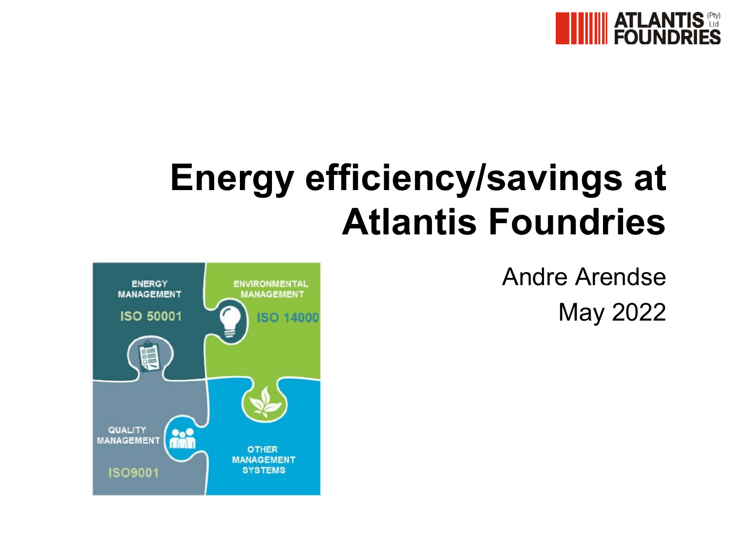# Energy efficiency/savings at Atlantis Foundries

Andre Arendse

May 2022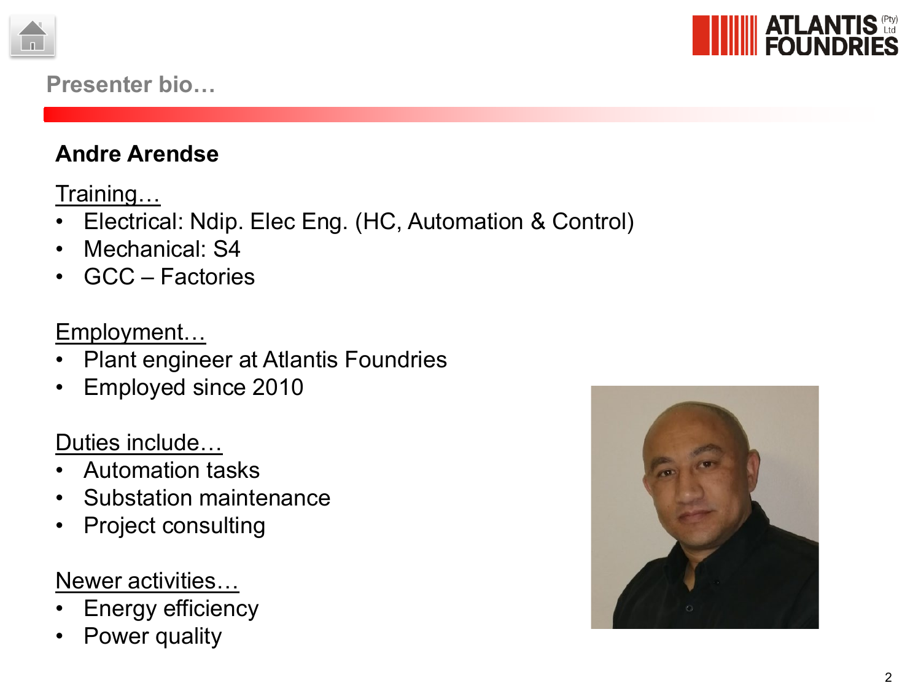## Presenter bio…

### Andre Arendse

Training…

- Electrical: Ndip. Elec Eng. (HC, Automation & Control)
- Mechanical: S4
- GCC – Factories

Employment…

- Plant engineer at Atlantis Foundries
- Employed since 2010

Duties include…

- Automation tasks
- Substation maintenance
- Project consulting

Newer activities…

- Energy efficiency
- Power quality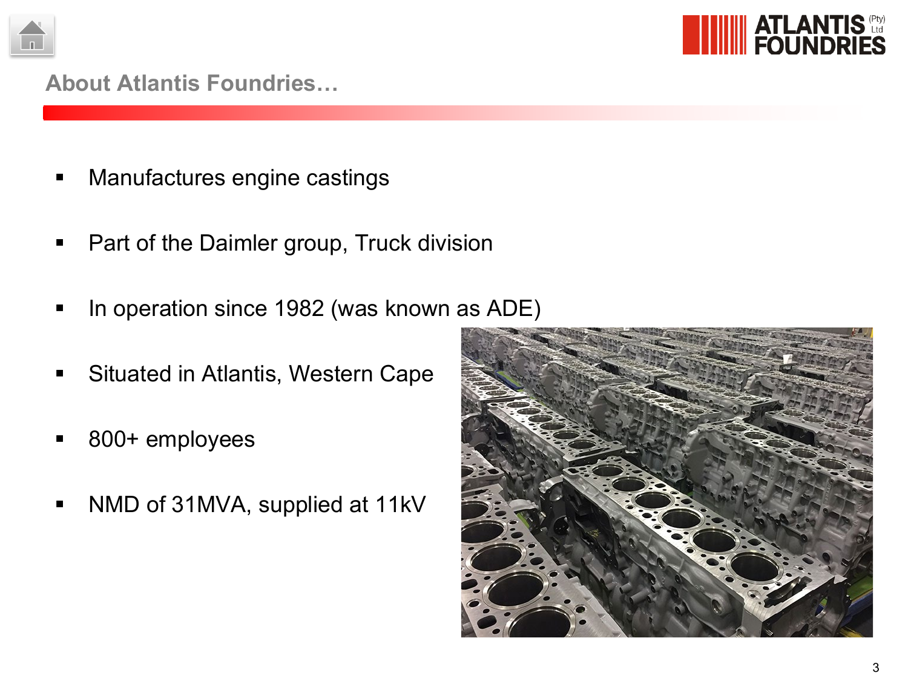## About Atlantis Foundries…

- Manufactures engine castings
- Part of the Daimler group, Truck division
- In operation since 1982 (was known as ADE)
- Situated in Atlantis, Western Cape
- 800+ employees
- NMD of 31MVA, supplied at 11kV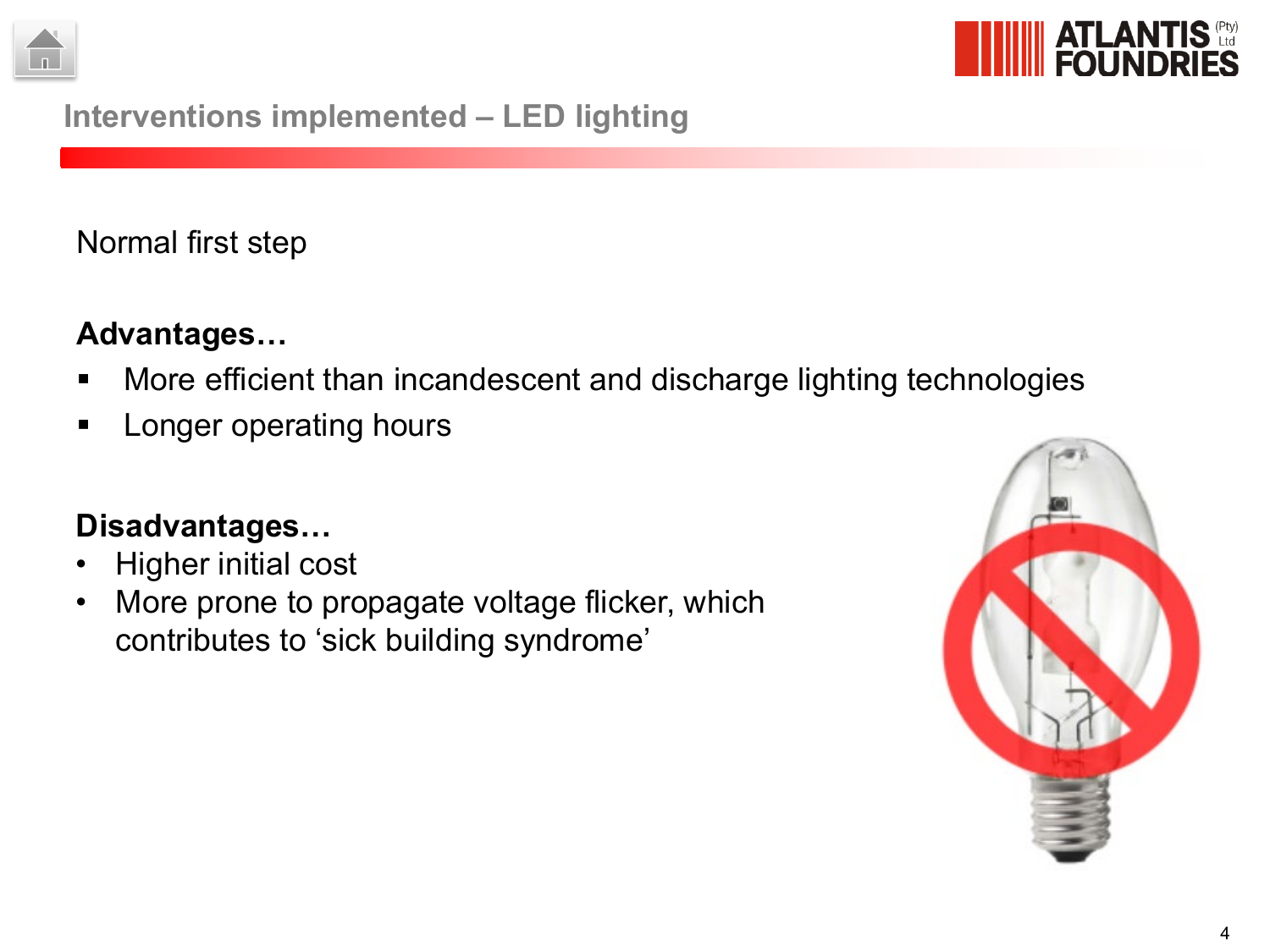## Interventions implemented – LED lighting

Normal first step

**Advantages…**

- More efficient than incandescent and discharge lighting technologies
- Longer operating hours

**Disadvantages…**

- Higher initial cost
- More prone to propagate voltage flicker, which contributes to 'sick building syndrome'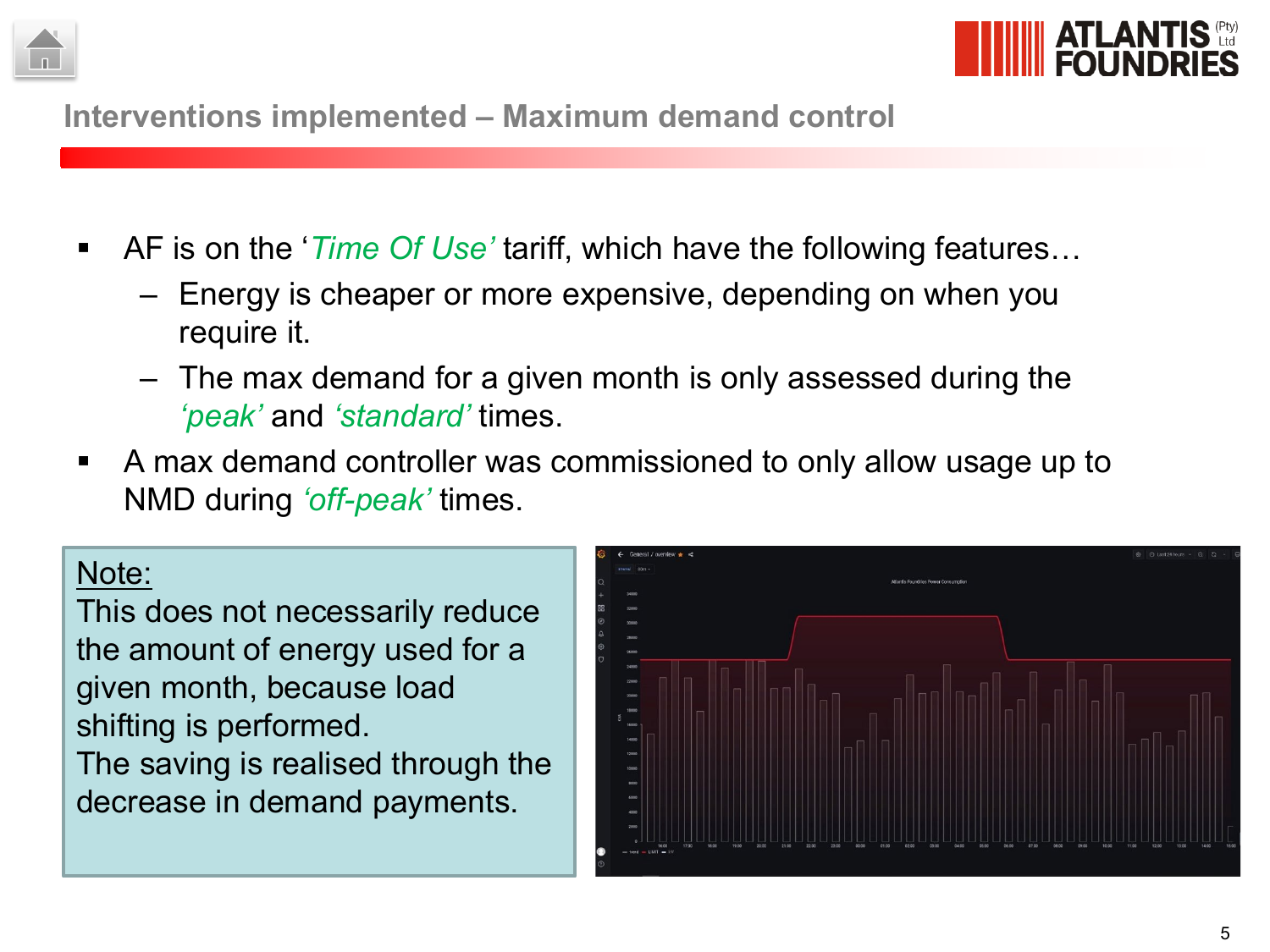## Interventions implemented – Maximum demand control

- AF is on the '*Time Of Use*' tariff, which have the following features…
  - Energy is cheaper or more expensive, depending on when you require it.
  - The max demand for a given month is only assessed during the *'peak'* and *'standard'* times.
- A max demand controller was commissioned to only allow usage up to NMD during *'off-peak'* times.

Note:
This does not necessarily reduce the amount of energy used for a given month, because load shifting is performed.
The saving is realised through the decrease in demand payments.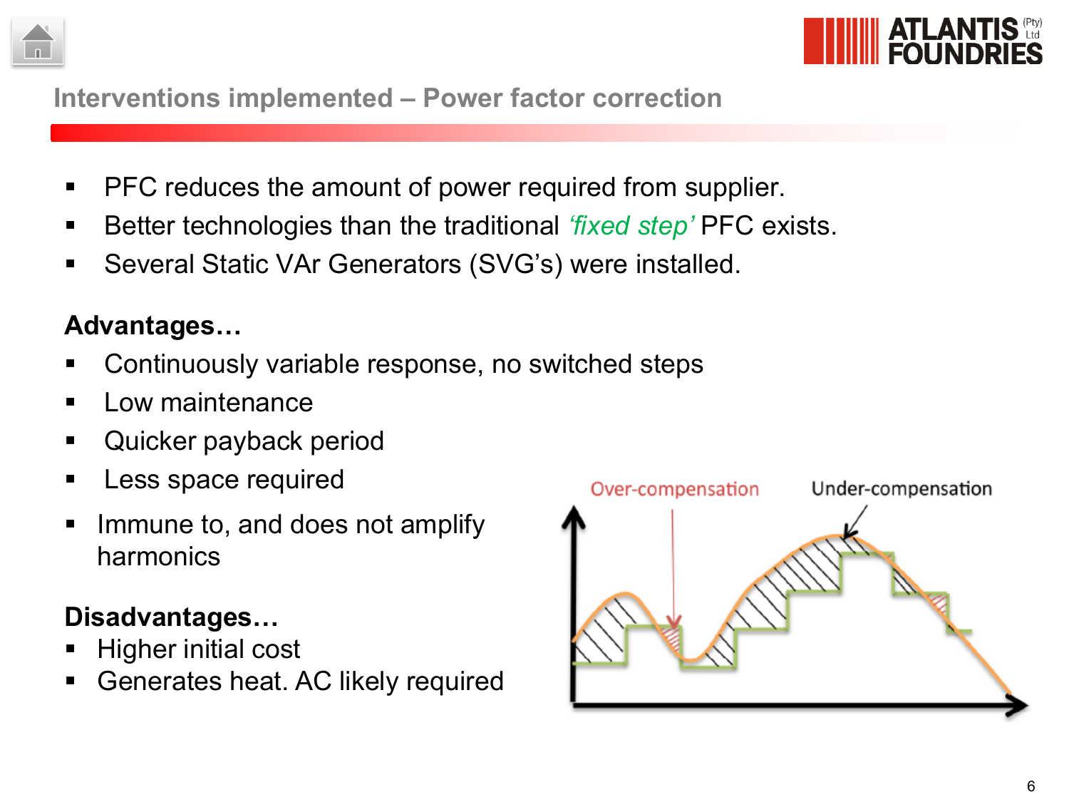## Interventions implemented – Power factor correction

- PFC reduces the amount of power required from supplier.
- Better technologies than the traditional *'fixed step'* PFC exists.
- Several Static VAr Generators (SVG's) were installed.

**Advantages…**

- Continuously variable response, no switched steps
- Low maintenance
- Quicker payback period
- Less space required
- Immune to, and does not amplify harmonics

**Disadvantages…**

- Higher initial cost
- Generates heat. AC likely required

Over-compensation

Under-compensation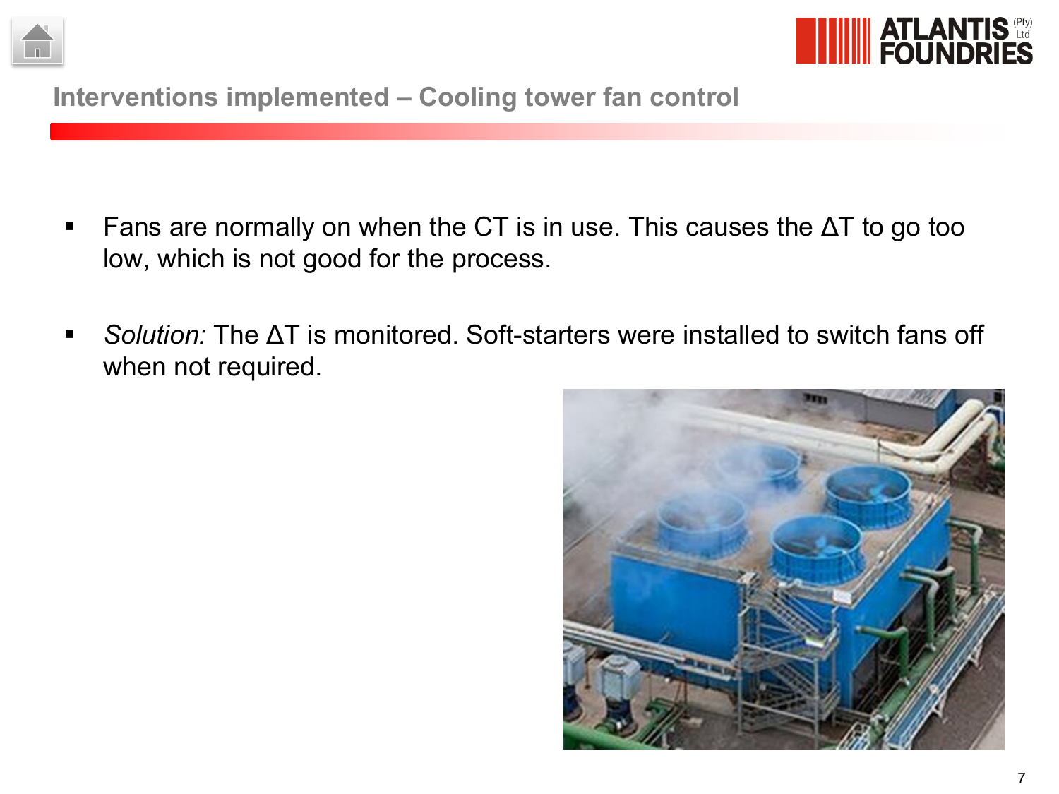## Interventions implemented – Cooling tower fan control

- Fans are normally on when the CT is in use. This causes the ΔT to go too low, which is not good for the process.
- *Solution:* The ΔT is monitored. Soft-starters were installed to switch fans off when not required.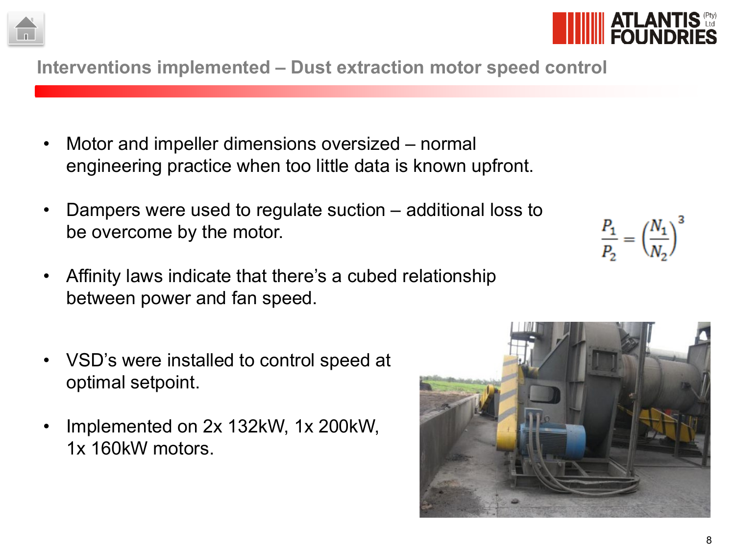## Interventions implemented – Dust extraction motor speed control

- Motor and impeller dimensions oversized – normal engineering practice when too little data is known upfront.
- Dampers were used to regulate suction – additional loss to be overcome by the motor.
- Affinity laws indicate that there's a cubed relationship between power and fan speed.

$$\frac{P_1}{P_2} = \left(\frac{N_1}{N_2}\right)^3$$

- VSD's were installed to control speed at optimal setpoint.
- Implemented on 2x 132kW, 1x 200kW, 1x 160kW motors.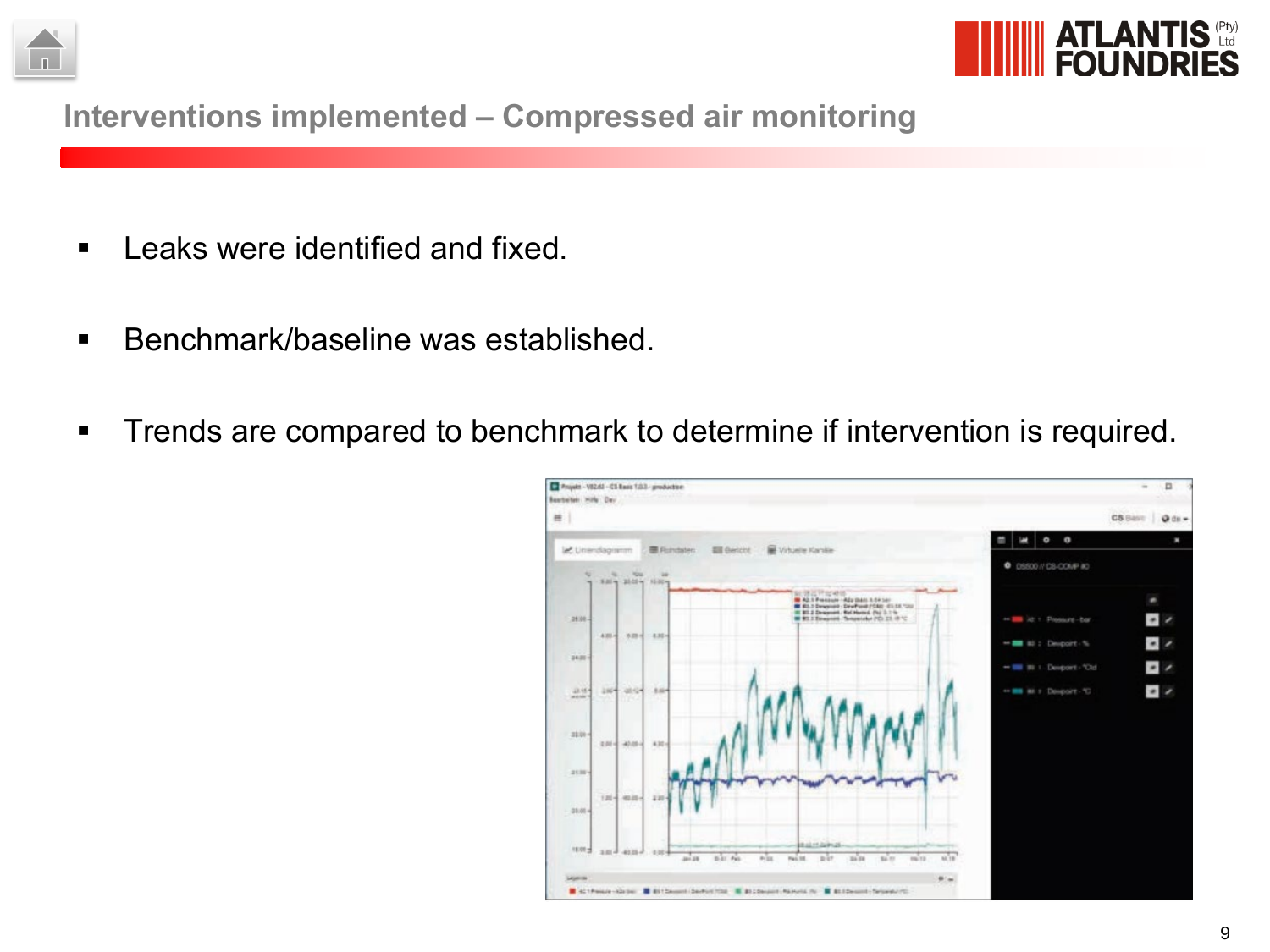## Interventions implemented – Compressed air monitoring

- Leaks were identified and fixed.
- Benchmark/baseline was established.
- Trends are compared to benchmark to determine if intervention is required.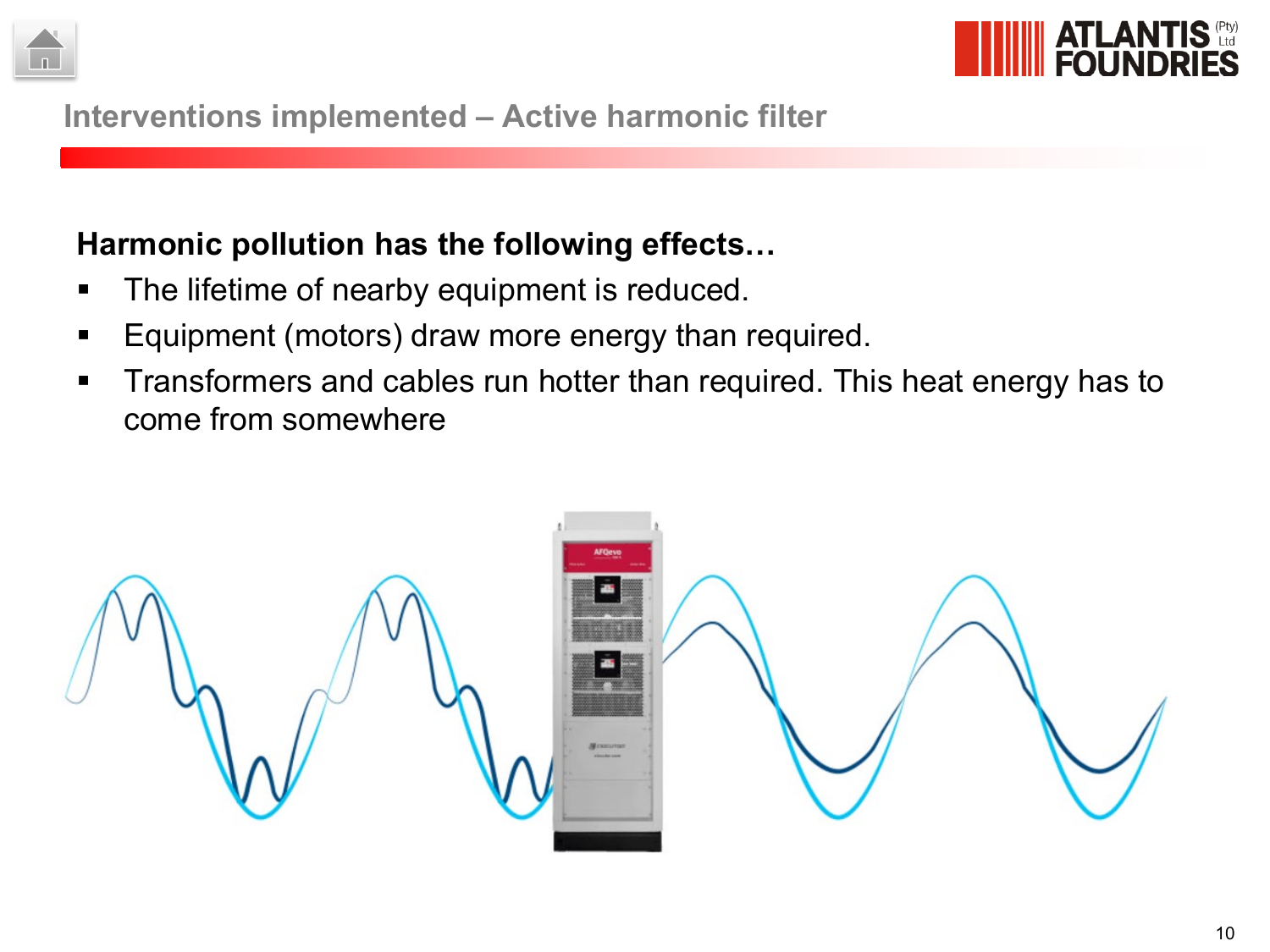## Interventions implemented – Active harmonic filter

**Harmonic pollution has the following effects…**

- The lifetime of nearby equipment is reduced.
- Equipment (motors) draw more energy than required.
- Transformers and cables run hotter than required. This heat energy has to come from somewhere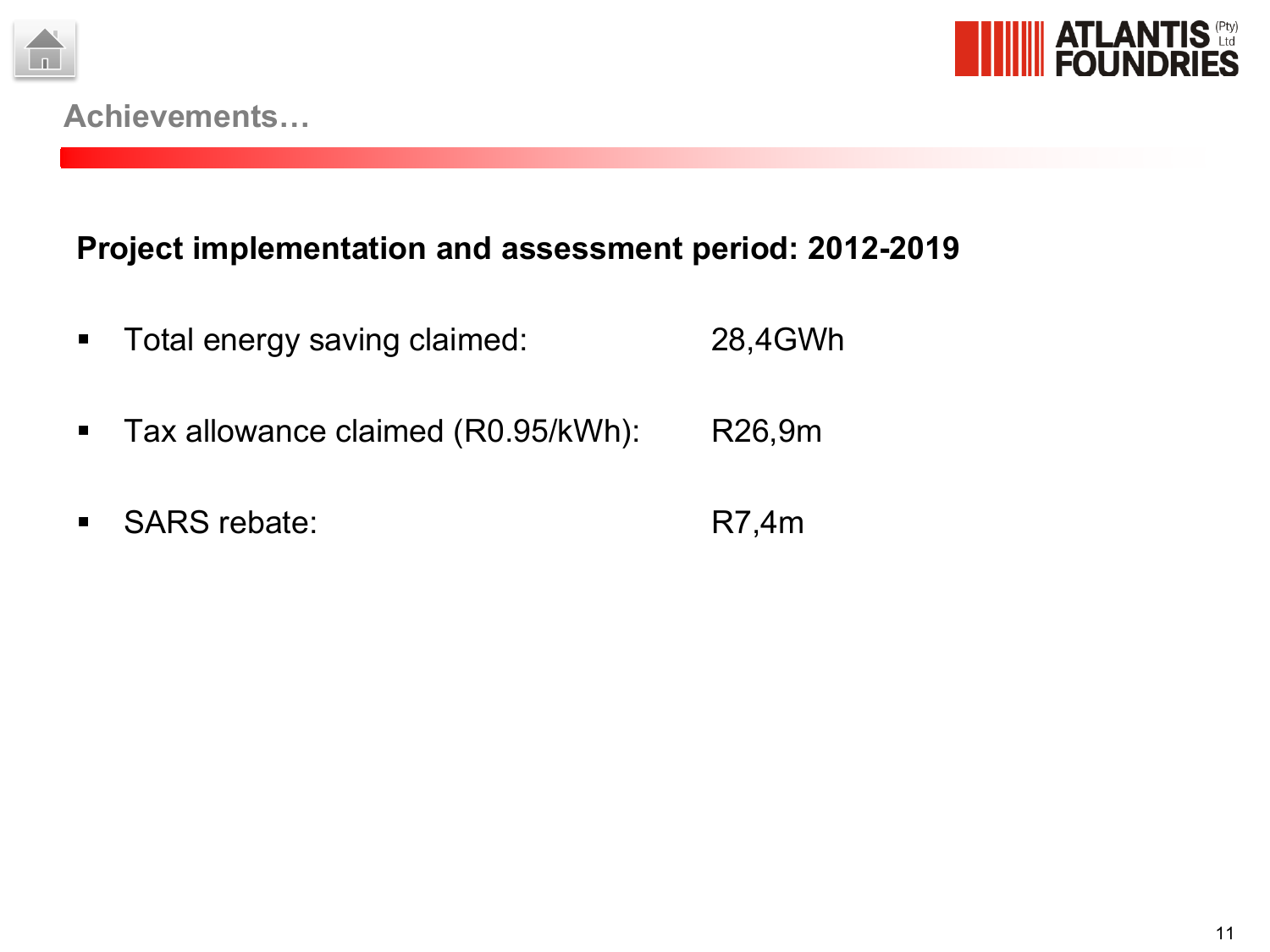## Achievements…

**Project implementation and assessment period: 2012-2019**

- Total energy saving claimed: 28,4GWh
- Tax allowance claimed (R0.95/kWh): R26,9m
- SARS rebate: R7,4m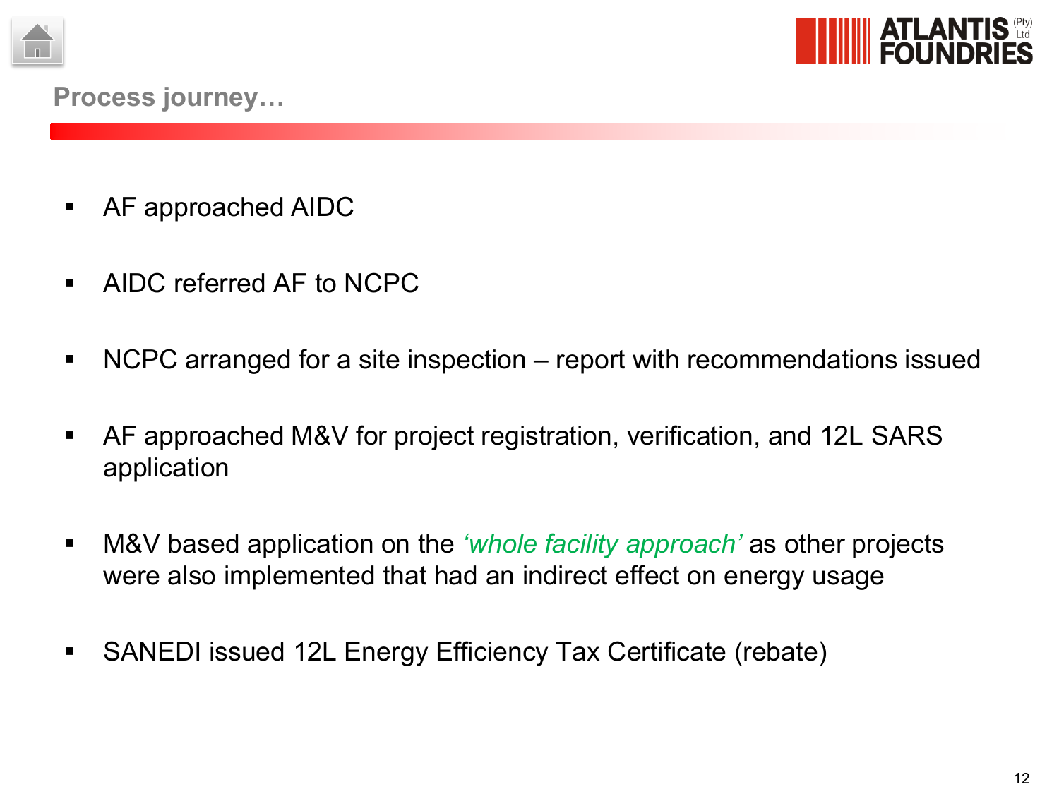## Process journey…

- AF approached AIDC
- AIDC referred AF to NCPC
- NCPC arranged for a site inspection – report with recommendations issued
- AF approached M&V for project registration, verification, and 12L SARS application
- M&V based application on the *'whole facility approach'* as other projects were also implemented that had an indirect effect on energy usage
- SANEDI issued 12L Energy Efficiency Tax Certificate (rebate)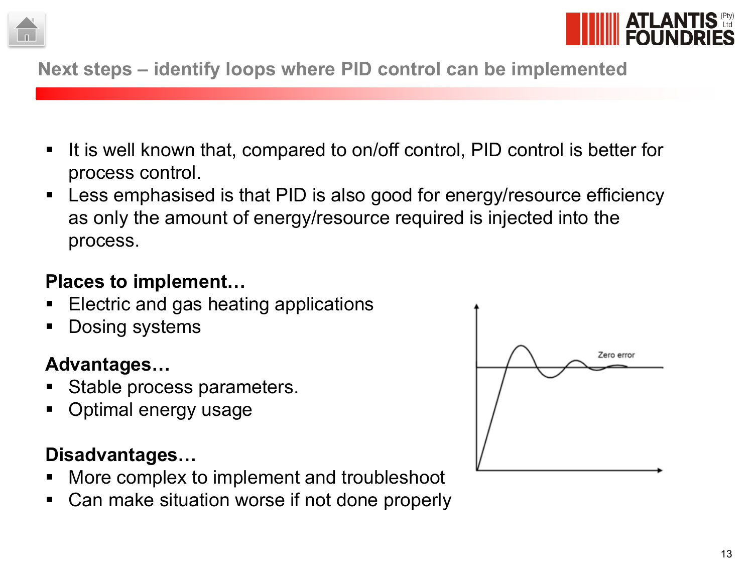## Next steps – identify loops where PID control can be implemented

- It is well known that, compared to on/off control, PID control is better for process control.
- Less emphasised is that PID is also good for energy/resource efficiency as only the amount of energy/resource required is injected into the process.

**Places to implement…**

- Electric and gas heating applications
- Dosing systems

**Advantages…**

- Stable process parameters.
- Optimal energy usage

**Disadvantages…**

- More complex to implement and troubleshoot
- Can make situation worse if not done properly

Zero error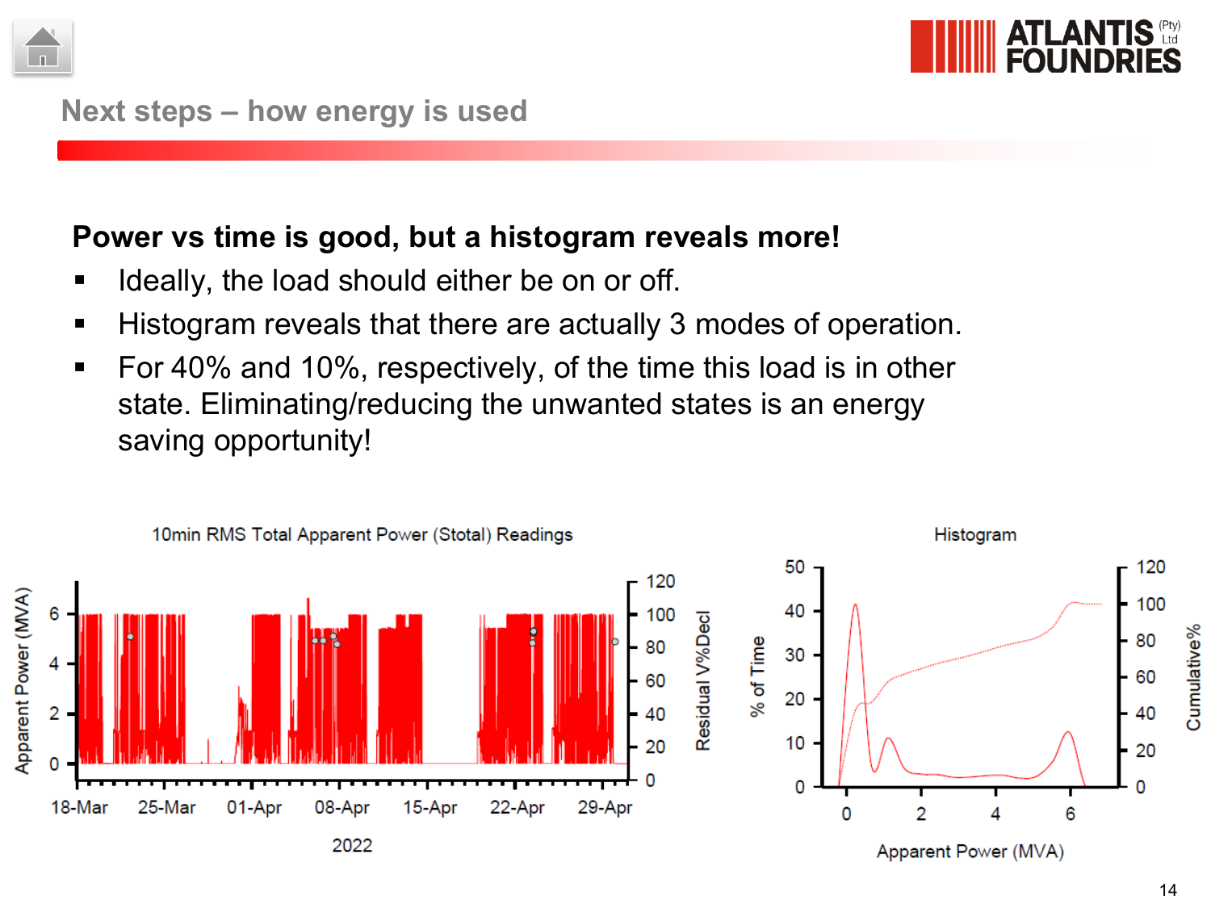## Next steps – how energy is used

**Power vs time is good, but a histogram reveals more!**

- Ideally, the load should either be on or off.
- Histogram reveals that there are actually 3 modes of operation.
- For 40% and 10%, respectively, of the time this load is in other state. Eliminating/reducing the unwanted states is an energy saving opportunity!

10min RMS Total Apparent Power (Stotal) Readings

Histogram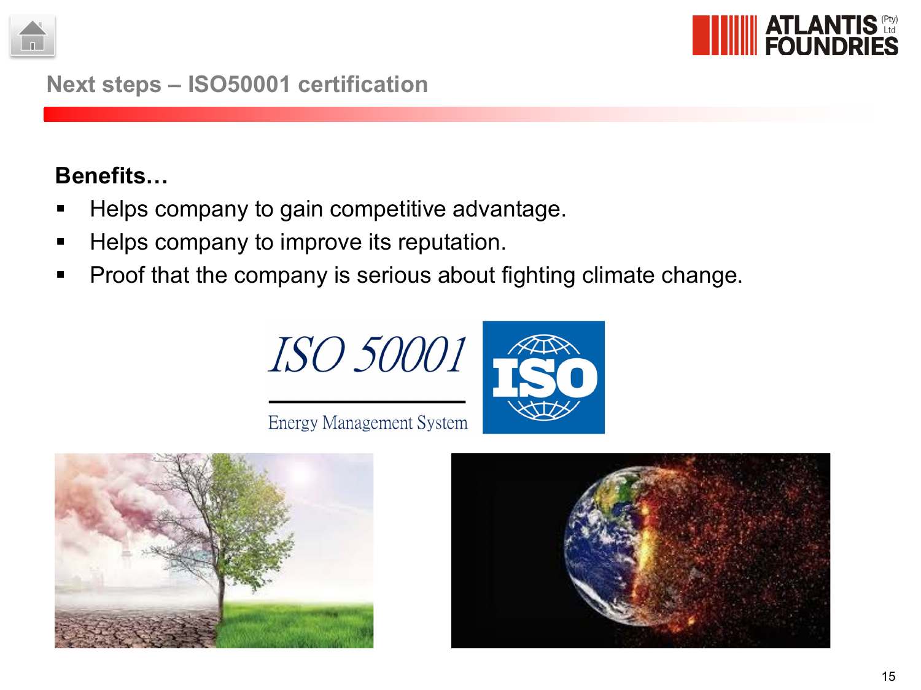## Next steps – ISO50001 certification

**Benefits…**

- Helps company to gain competitive advantage.
- Helps company to improve its reputation.
- Proof that the company is serious about fighting climate change.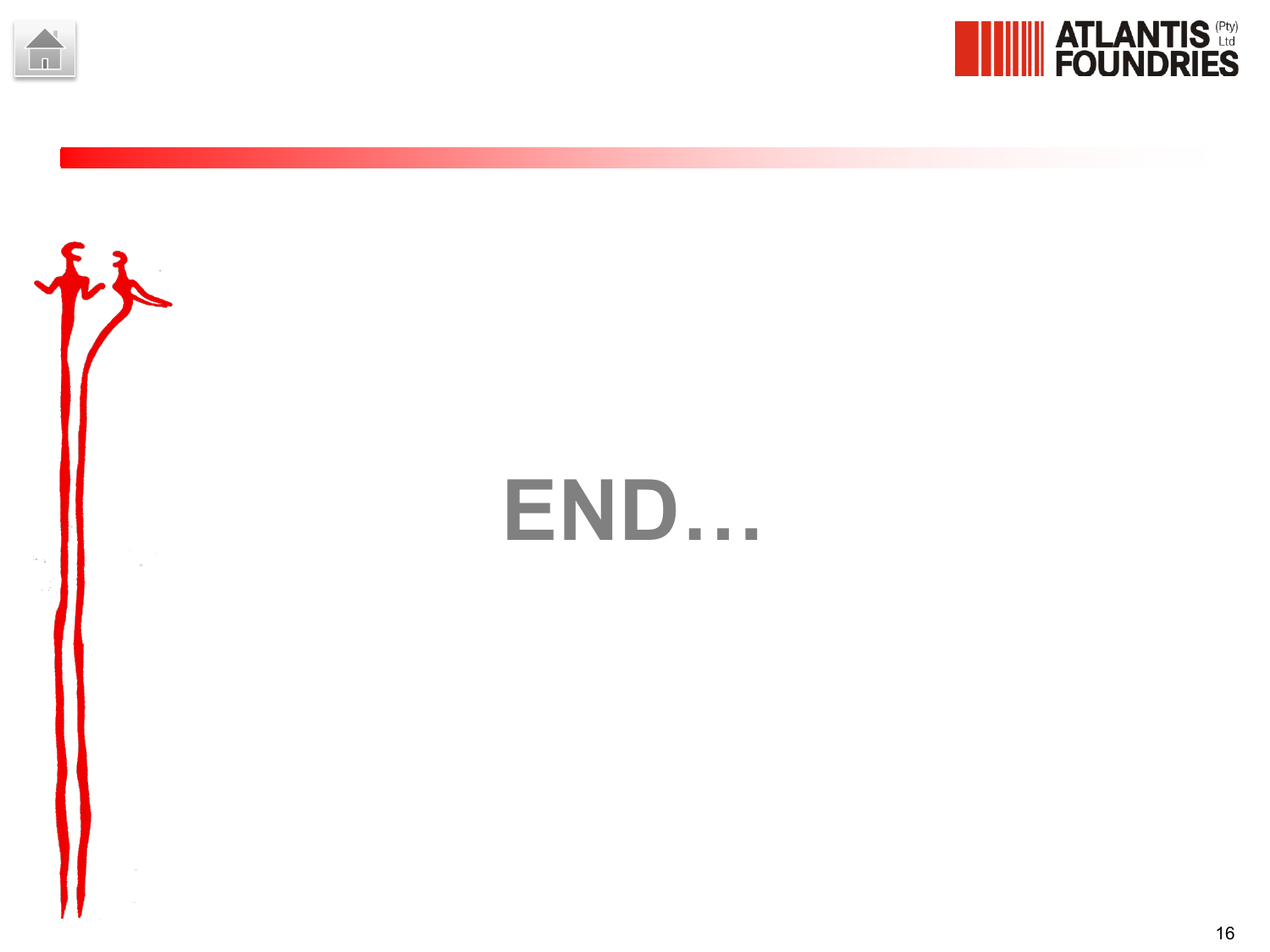END…